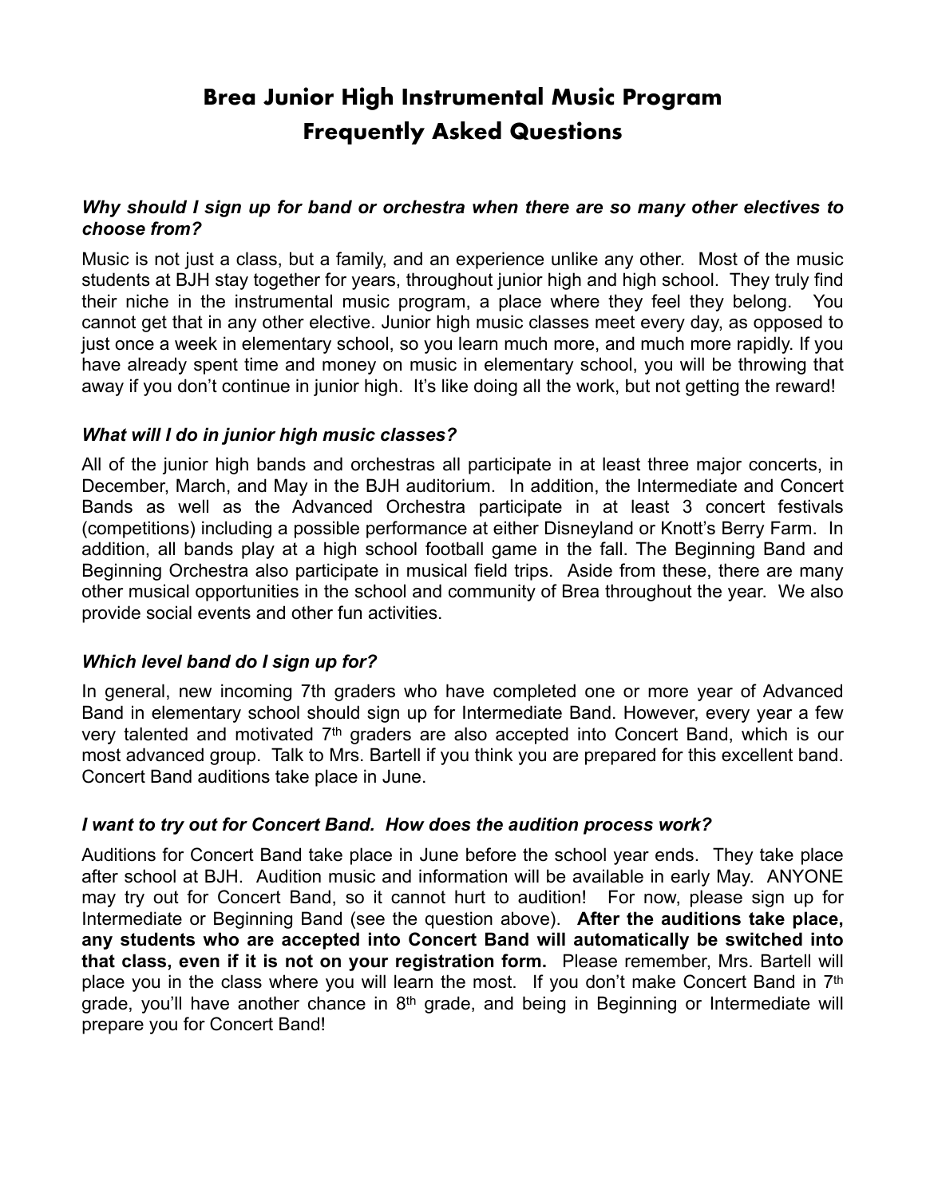# Brea Junior High Instrumental Music Program
# Frequently Asked Questions

***Why should I sign up for band or orchestra when there are so many other electives to choose from?***

Music is not just a class, but a family, and an experience unlike any other. Most of the music students at BJH stay together for years, throughout junior high and high school. They truly find their niche in the instrumental music program, a place where they feel they belong. You cannot get that in any other elective. Junior high music classes meet every day, as opposed to just once a week in elementary school, so you learn much more, and much more rapidly. If you have already spent time and money on music in elementary school, you will be throwing that away if you don't continue in junior high. It's like doing all the work, but not getting the reward!

***What will I do in junior high music classes?***

All of the junior high bands and orchestras all participate in at least three major concerts, in December, March, and May in the BJH auditorium. In addition, the Intermediate and Concert Bands as well as the Advanced Orchestra participate in at least 3 concert festivals (competitions) including a possible performance at either Disneyland or Knott's Berry Farm. In addition, all bands play at a high school football game in the fall. The Beginning Band and Beginning Orchestra also participate in musical field trips. Aside from these, there are many other musical opportunities in the school and community of Brea throughout the year. We also provide social events and other fun activities.

***Which level band do I sign up for?***

In general, new incoming 7th graders who have completed one or more year of Advanced Band in elementary school should sign up for Intermediate Band. However, every year a few very talented and motivated 7th graders are also accepted into Concert Band, which is our most advanced group. Talk to Mrs. Bartell if you think you are prepared for this excellent band. Concert Band auditions take place in June.

***I want to try out for Concert Band. How does the audition process work?***

Auditions for Concert Band take place in June before the school year ends. They take place after school at BJH. Audition music and information will be available in early May. ANYONE may try out for Concert Band, so it cannot hurt to audition! For now, please sign up for Intermediate or Beginning Band (see the question above). **After the auditions take place, any students who are accepted into Concert Band will automatically be switched into that class, even if it is not on your registration form.** Please remember, Mrs. Bartell will place you in the class where you will learn the most. If you don't make Concert Band in 7th grade, you'll have another chance in 8th grade, and being in Beginning or Intermediate will prepare you for Concert Band!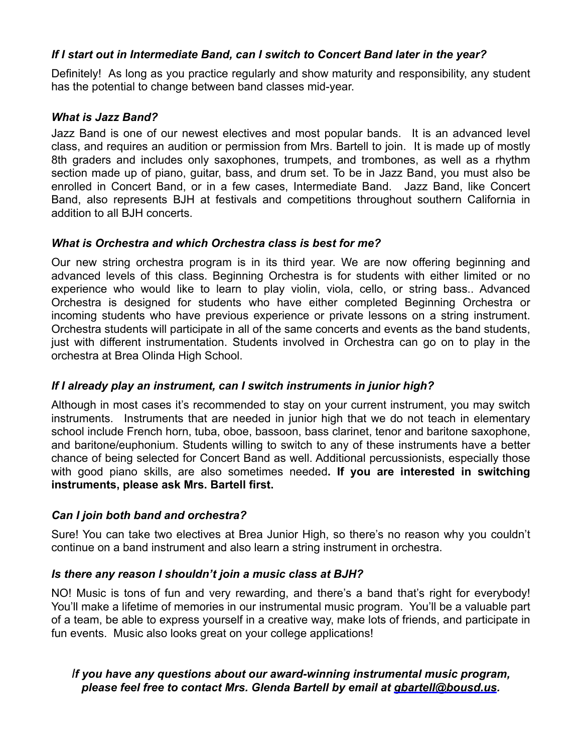### *If I start out in Intermediate Band, can I switch to Concert Band later in the year?*

Definitely! As long as you practice regularly and show maturity and responsibility, any student has the potential to change between band classes mid-year.

### *What is Jazz Band?*

Jazz Band is one of our newest electives and most popular bands. It is an advanced level class, and requires an audition or permission from Mrs. Bartell to join. It is made up of mostly 8th graders and includes only saxophones, trumpets, and trombones, as well as a rhythm section made up of piano, guitar, bass, and drum set. To be in Jazz Band, you must also be enrolled in Concert Band, or in a few cases, Intermediate Band. Jazz Band, like Concert Band, also represents BJH at festivals and competitions throughout southern California in addition to all BJH concerts.

### *What is Orchestra and which Orchestra class is best for me?*

Our new string orchestra program is in its third year. We are now offering beginning and advanced levels of this class. Beginning Orchestra is for students with either limited or no experience who would like to learn to play violin, viola, cello, or string bass.. Advanced Orchestra is designed for students who have either completed Beginning Orchestra or incoming students who have previous experience or private lessons on a string instrument. Orchestra students will participate in all of the same concerts and events as the band students, just with different instrumentation. Students involved in Orchestra can go on to play in the orchestra at Brea Olinda High School.

### *If I already play an instrument, can I switch instruments in junior high?*

Although in most cases it's recommended to stay on your current instrument, you may switch instruments. Instruments that are needed in junior high that we do not teach in elementary school include French horn, tuba, oboe, bassoon, bass clarinet, tenor and baritone saxophone, and baritone/euphonium. Students willing to switch to any of these instruments have a better chance of being selected for Concert Band as well. Additional percussionists, especially those with good piano skills, are also sometimes needed**. If you are interested in switching instruments, please ask Mrs. Bartell first.**

### *Can I join both band and orchestra?*

Sure! You can take two electives at Brea Junior High, so there's no reason why you couldn't continue on a band instrument and also learn a string instrument in orchestra.

### *Is there any reason I shouldn't join a music class at BJH?*

NO! Music is tons of fun and very rewarding, and there's a band that's right for everybody! You'll make a lifetime of memories in our instrumental music program. You'll be a valuable part of a team, be able to express yourself in a creative way, make lots of friends, and participate in fun events. Music also looks great on your college applications!

***If you have any questions about our award-winning instrumental music program, please feel free to contact Mrs. Glenda Bartell by email at gbartell@bousd.us.***